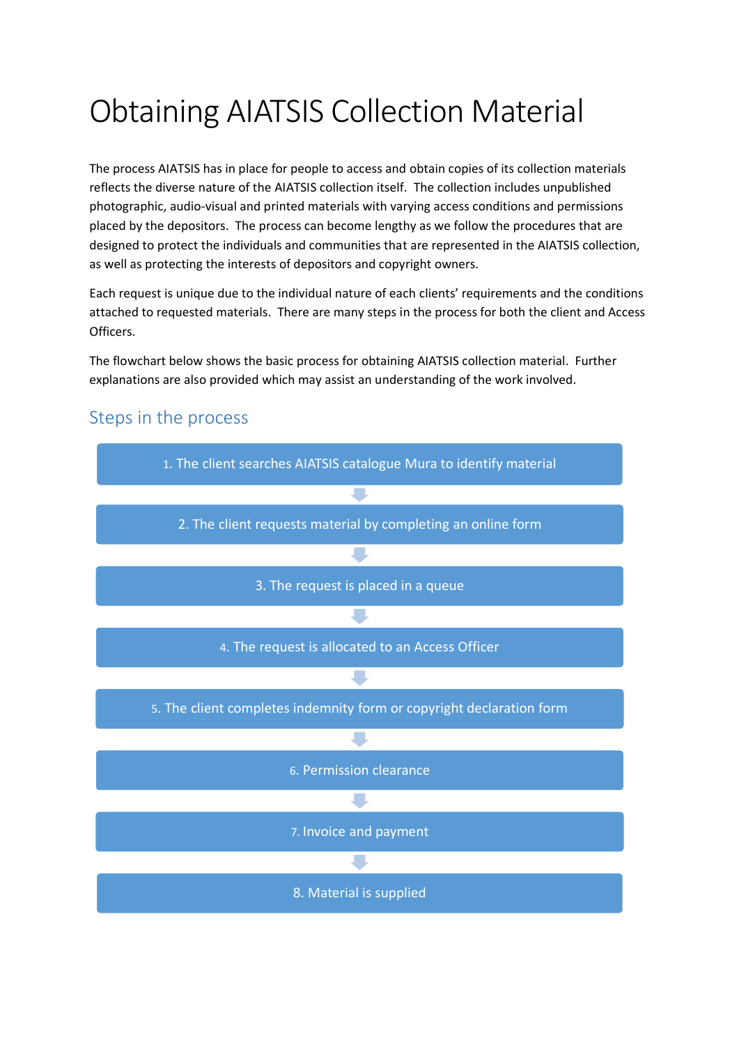# Obtaining AIATSIS Collection Material

The process AIATSIS has in place for people to access and obtain copies of its collection materials reflects the diverse nature of the AIATSIS collection itself. The collection includes unpublished photographic, audio-visual and printed materials with varying access conditions and permissions placed by the depositors. The process can become lengthy as we follow the procedures that are designed to protect the individuals and communities that are represented in the AIATSIS collection, as well as protecting the interests of depositors and copyright owners.

Each request is unique due to the individual nature of each clients' requirements and the conditions attached to requested materials. There are many steps in the process for both the client and Access Officers.

The flowchart below shows the basic process for obtaining AIATSIS collection material. Further explanations are also provided which may assist an understanding of the work involved.

## Steps in the process

1. The client searches AIATSIS catalogue Mura to identify material
2. The client requests material by completing an online form
3. The request is placed in a queue
4. The request is allocated to an Access Officer
5. The client completes indemnity form or copyright declaration form
6. Permission clearance
7. Invoice and payment
8. Material is supplied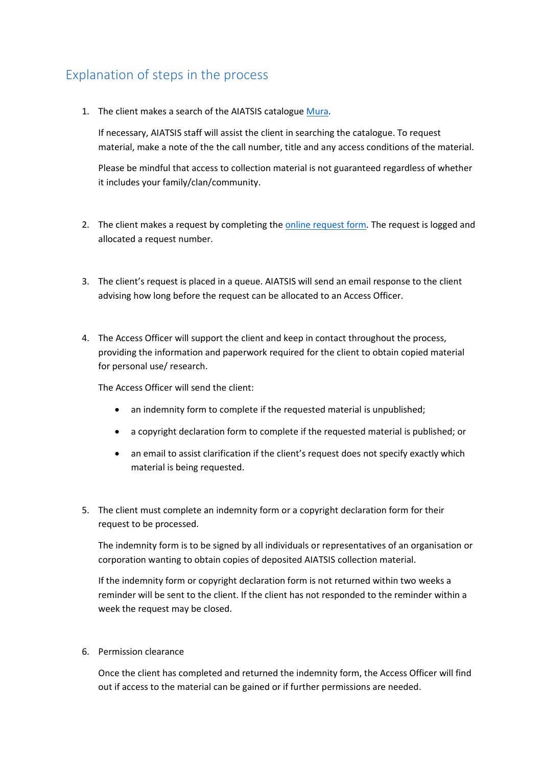## Explanation of steps in the process

1. The client makes a search of the AIATSIS catalogue [Mura](Mura).

   If necessary, AIATSIS staff will assist the client in searching the catalogue. To request material, make a note of the the call number, title and any access conditions of the material.

   Please be mindful that access to collection material is not guaranteed regardless of whether it includes your family/clan/community.

2. The client makes a request by completing the online request form. The request is logged and allocated a request number.

3. The client's request is placed in a queue. AIATSIS will send an email response to the client advising how long before the request can be allocated to an Access Officer.

4. The Access Officer will support the client and keep in contact throughout the process, providing the information and paperwork required for the client to obtain copied material for personal use/ research.

   The Access Officer will send the client:

   - an indemnity form to complete if the requested material is unpublished;
   - a copyright declaration form to complete if the requested material is published; or
   - an email to assist clarification if the client's request does not specify exactly which material is being requested.

5. The client must complete an indemnity form or a copyright declaration form for their request to be processed.

   The indemnity form is to be signed by all individuals or representatives of an organisation or corporation wanting to obtain copies of deposited AIATSIS collection material.

   If the indemnity form or copyright declaration form is not returned within two weeks a reminder will be sent to the client. If the client has not responded to the reminder within a week the request may be closed.

6. Permission clearance

   Once the client has completed and returned the indemnity form, the Access Officer will find out if access to the material can be gained or if further permissions are needed.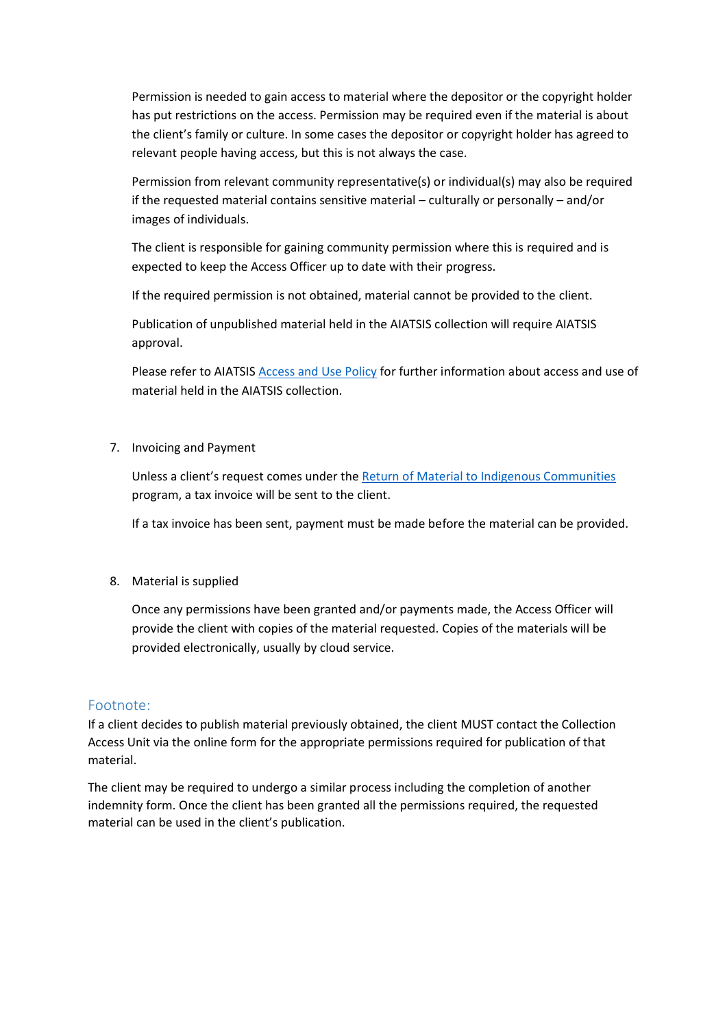Permission is needed to gain access to material where the depositor or the copyright holder has put restrictions on the access. Permission may be required even if the material is about the client's family or culture. In some cases the depositor or copyright holder has agreed to relevant people having access, but this is not always the case.

Permission from relevant community representative(s) or individual(s) may also be required if the requested material contains sensitive material – culturally or personally – and/or images of individuals.

The client is responsible for gaining community permission where this is required and is expected to keep the Access Officer up to date with their progress.

If the required permission is not obtained, material cannot be provided to the client.

Publication of unpublished material held in the AIATSIS collection will require AIATSIS approval.

Please refer to AIATSIS Access and Use Policy for further information about access and use of material held in the AIATSIS collection.

7. Invoicing and Payment

   Unless a client's request comes under the Return of Material to Indigenous Communities program, a tax invoice will be sent to the client.

   If a tax invoice has been sent, payment must be made before the material can be provided.

8. Material is supplied

   Once any permissions have been granted and/or payments made, the Access Officer will provide the client with copies of the material requested. Copies of the materials will be provided electronically, usually by cloud service.

## Footnote:

If a client decides to publish material previously obtained, the client MUST contact the Collection Access Unit via the online form for the appropriate permissions required for publication of that material.

The client may be required to undergo a similar process including the completion of another indemnity form. Once the client has been granted all the permissions required, the requested material can be used in the client's publication.